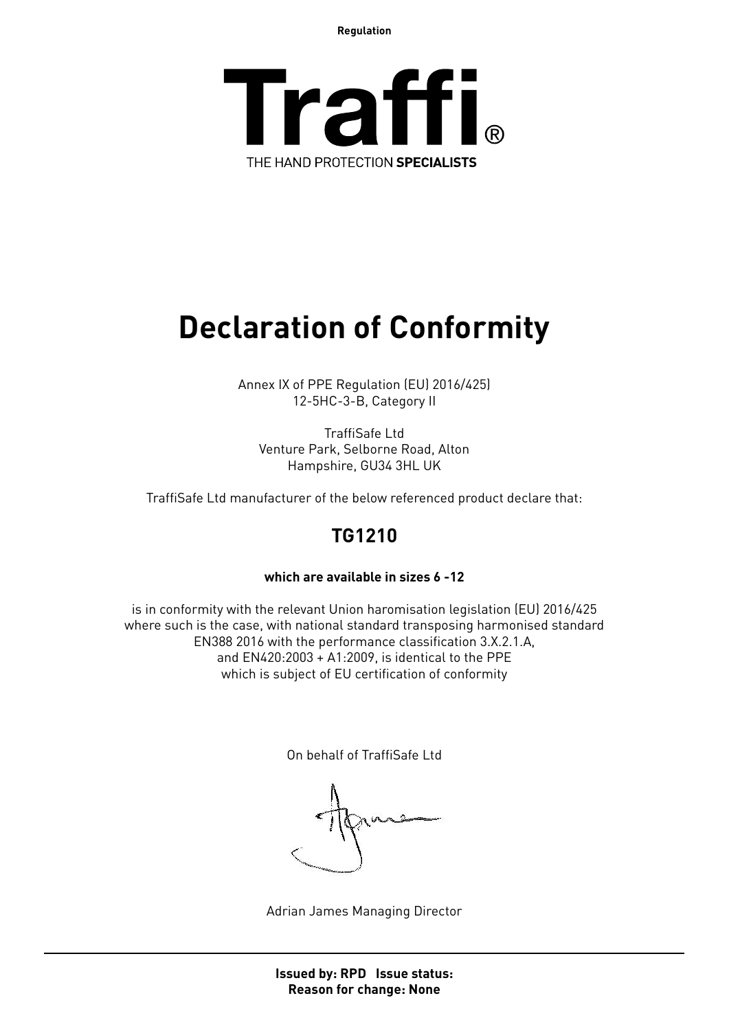Regulation

Traffi®

THE HAND PROTECTION **SPECIALISTS**

# Declaration of Conformity

Annex IX of PPE Regulation (EU) 2016/425)
12-5HC-3-B, Category II

TraffiSafe Ltd
Venture Park, Selborne Road, Alton
Hampshire, GU34 3HL UK

TraffiSafe Ltd manufacturer of the below referenced product declare that:

## TG1210

**which are available in sizes 6 -12**

is in conformity with the relevant Union haromisation legislation (EU) 2016/425
where such is the case, with national standard transposing harmonised standard
EN388 2016 with the performance classification 3.X.2.1.A,
and EN420:2003 + A1:2009, is identical to the PPE
which is subject of EU certification of conformity

On behalf of TraffiSafe Ltd

Adrian James Managing Director

**Issued by: RPD Issue status:**
**Reason for change: None**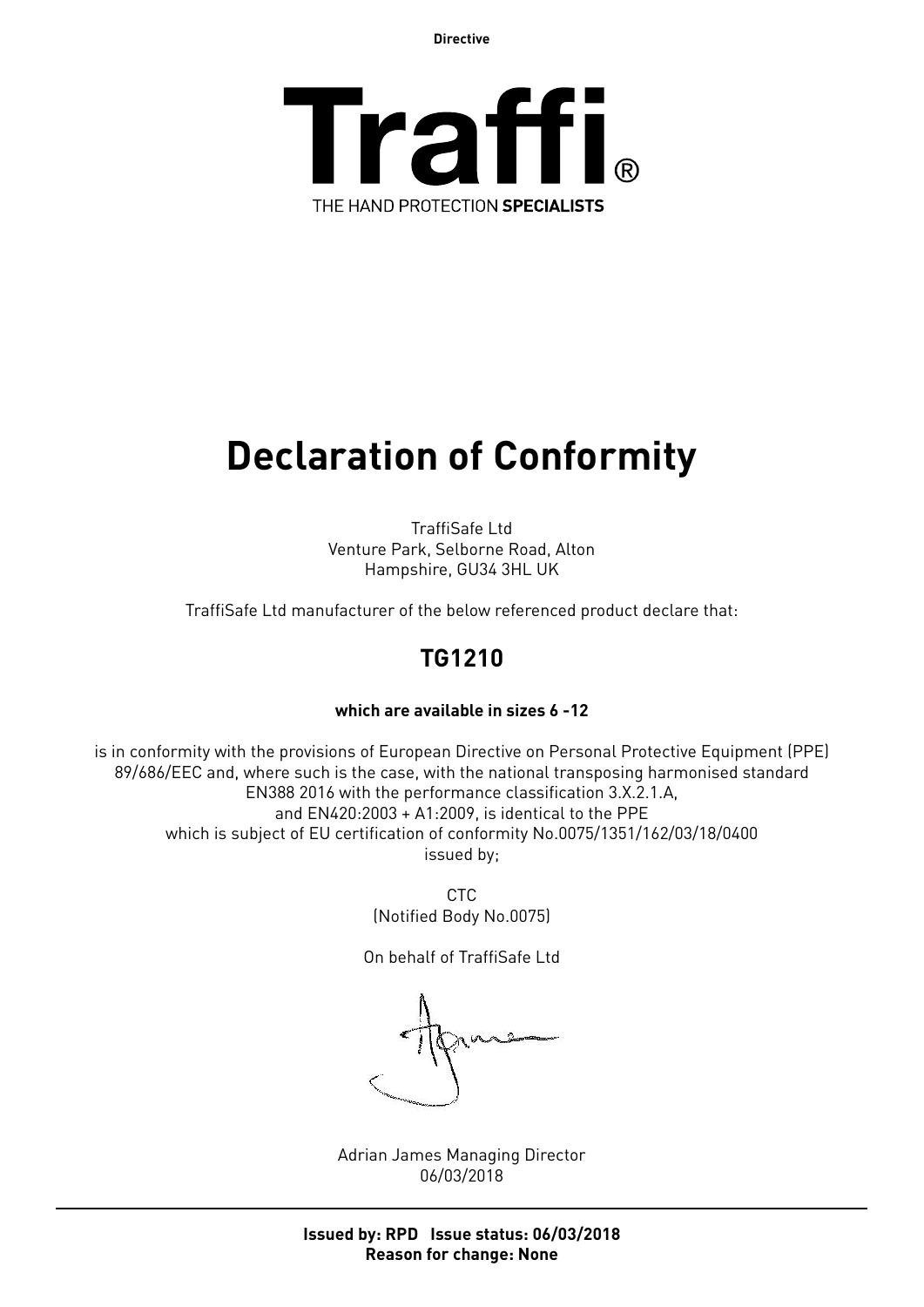Directive

**Traffi®**

THE HAND PROTECTION **SPECIALISTS**

# Declaration of Conformity

TraffiSafe Ltd
Venture Park, Selborne Road, Alton
Hampshire, GU34 3HL UK

TraffiSafe Ltd manufacturer of the below referenced product declare that:

## TG1210

**which are available in sizes 6 -12**

is in conformity with the provisions of European Directive on Personal Protective Equipment (PPE) 89/686/EEC and, where such is the case, with the national transposing harmonised standard EN388 2016 with the performance classification 3.X.2.1.A, and EN420:2003 + A1:2009, is identical to the PPE which is subject of EU certification of conformity No.0075/1351/162/03/18/0400 issued by;

CTC
(Notified Body No.0075)

On behalf of TraffiSafe Ltd

Adrian James Managing Director
06/03/2018

---

**Issued by: RPD Issue status: 06/03/2018**
**Reason for change: None**